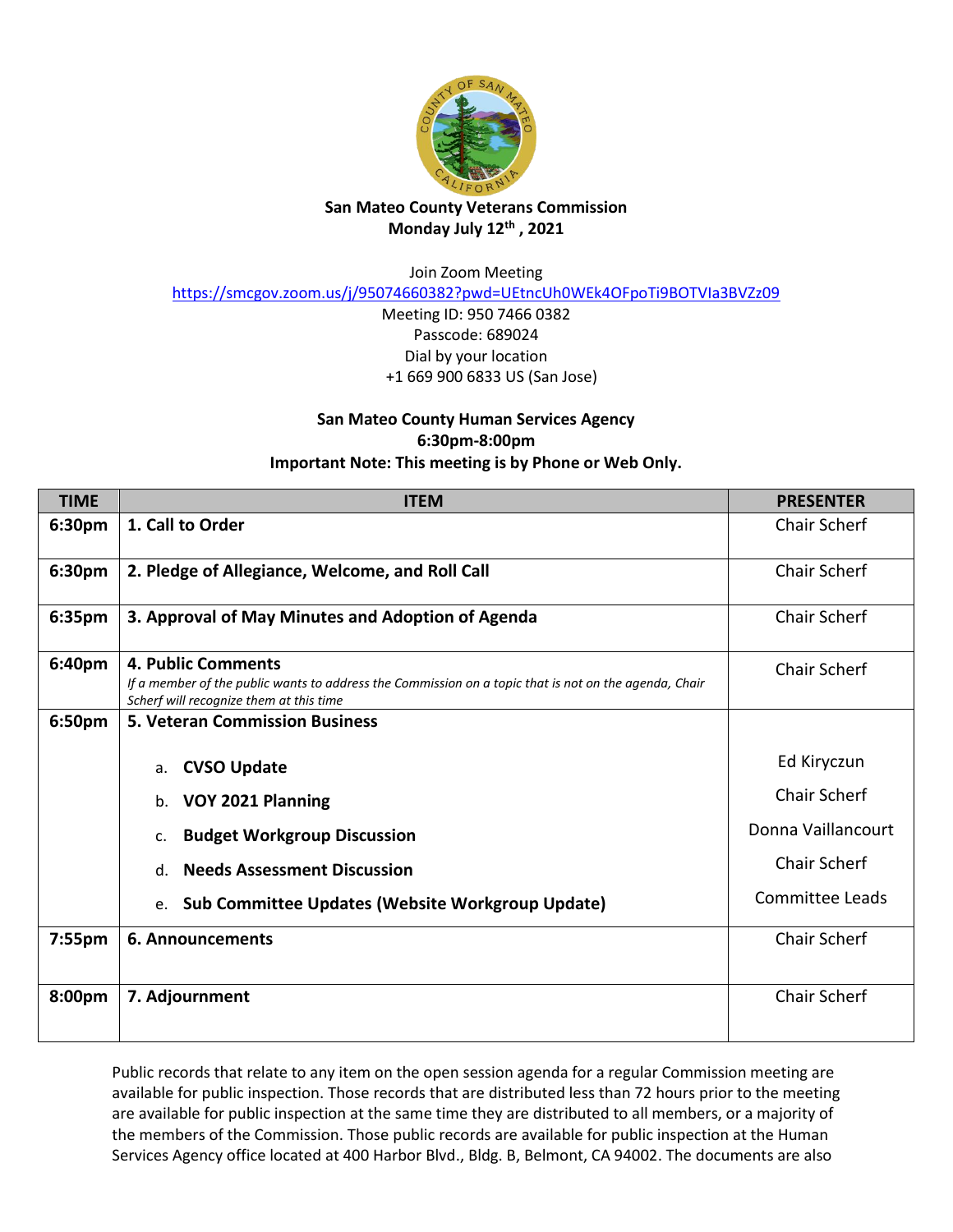**San Mateo County Veterans Commission**
**Monday July 12th , 2021**

Join Zoom Meeting
https://smcgov.zoom.us/j/95074660382?pwd=UEtncUh0WEk4OFpoTi9BOTVIa3BVZz09
Meeting ID: 950 7466 0382
Passcode: 689024
Dial by your location
+1 669 900 6833 US (San Jose)

**San Mateo County Human Services Agency**
**6:30pm-8:00pm**
**Important Note: This meeting is by Phone or Web Only.**

| TIME | ITEM | PRESENTER |
|---|---|---|
| **6:30pm** | **1. Call to Order** | Chair Scherf |
| **6:30pm** | **2. Pledge of Allegiance, Welcome, and Roll Call** | Chair Scherf |
| **6:35pm** | **3. Approval of May Minutes and Adoption of Agenda** | Chair Scherf |
| **6:40pm** | **4. Public Comments** *If a member of the public wants to address the Commission on a topic that is not on the agenda, Chair Scherf will recognize them at this time* | Chair Scherf |
| **6:50pm** | **5. Veteran Commission Business** | |
| | a. **CVSO Update** | Ed Kiryczun |
| | b. **VOY 2021 Planning** | Chair Scherf |
| | c. **Budget Workgroup Discussion** | Donna Vaillancourt |
| | d. **Needs Assessment Discussion** | Chair Scherf |
| | e. **Sub Committee Updates (Website Workgroup Update)** | Committee Leads |
| **7:55pm** | **6. Announcements** | Chair Scherf |
| **8:00pm** | **7. Adjournment** | Chair Scherf |

Public records that relate to any item on the open session agenda for a regular Commission meeting are available for public inspection. Those records that are distributed less than 72 hours prior to the meeting are available for public inspection at the same time they are distributed to all members, or a majority of the members of the Commission. Those public records are available for public inspection at the Human Services Agency office located at 400 Harbor Blvd., Bldg. B, Belmont, CA 94002. The documents are also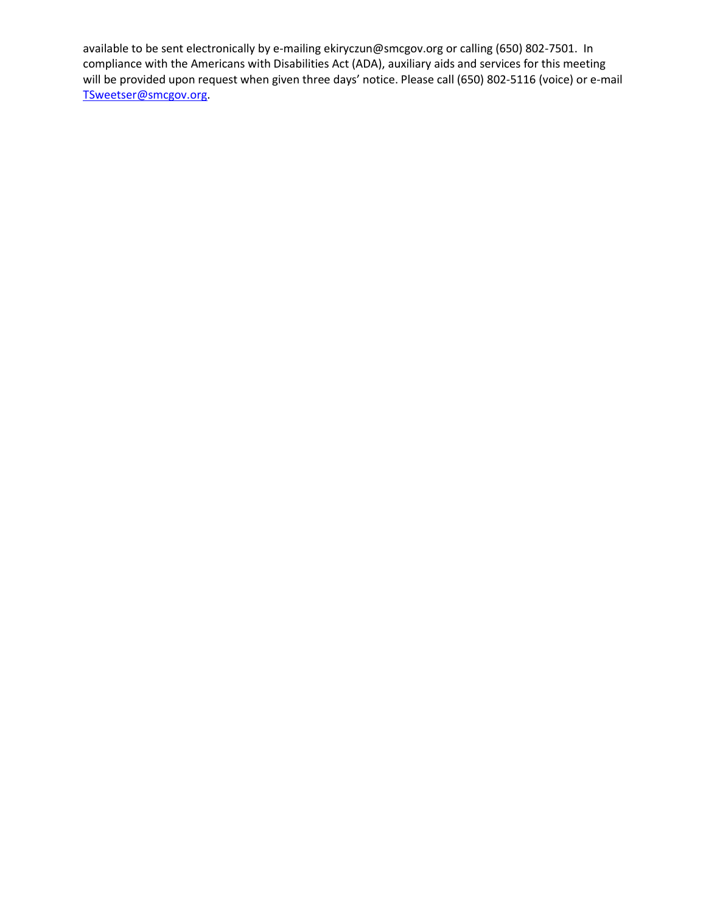available to be sent electronically by e-mailing ekiryczun@smcgov.org or calling (650) 802-7501. In compliance with the Americans with Disabilities Act (ADA), auxiliary aids and services for this meeting will be provided upon request when given three days' notice. Please call (650) 802-5116 (voice) or e-mail TSweetser@smcgov.org.